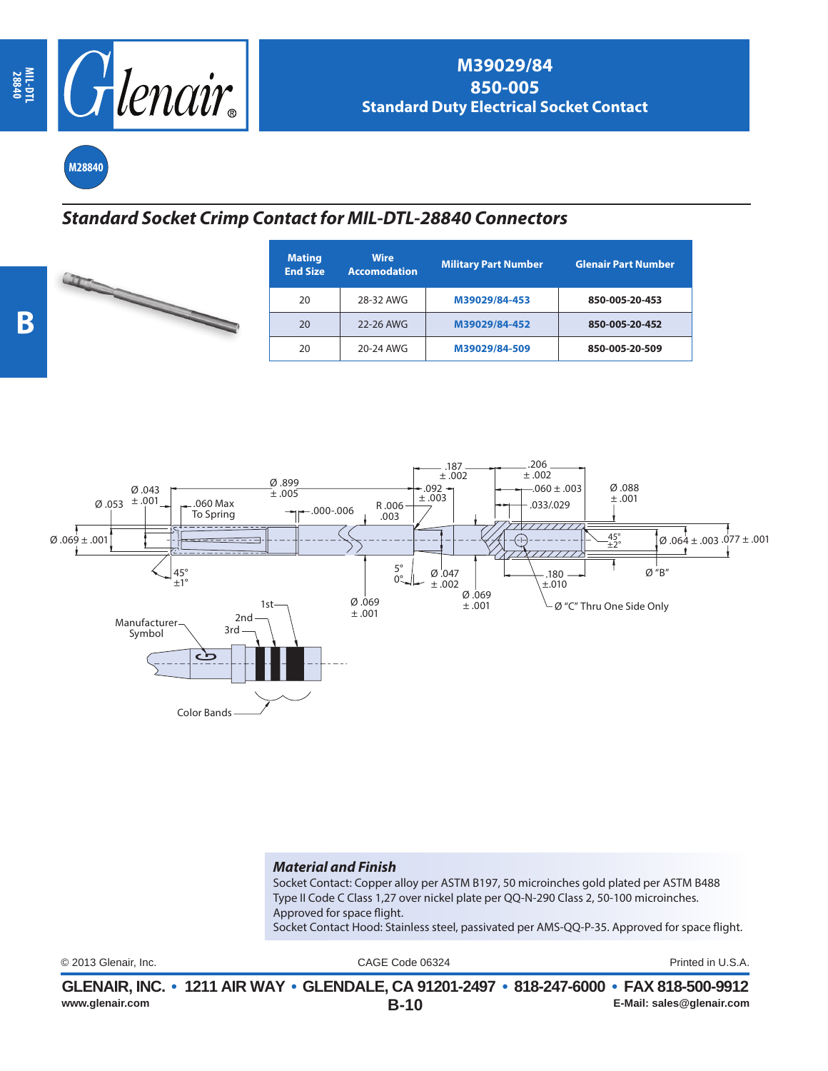# M39029/84
# 850-005
## Standard Duty Electrical Socket Contact

M28840

## *Standard Socket Crimp Contact for MIL-DTL-28840 Connectors*

| Mating End Size | Wire Accomodation | Military Part Number | Glenair Part Number |
|---|---|---|---|
| 20 | 28-32 AWG | M39029/84-453 | 850-005-20-453 |
| 20 | 22-26 AWG | M39029/84-452 | 850-005-20-452 |
| 20 | 20-24 AWG | M39029/84-509 | 850-005-20-509 |

Ø .053 Ø .043 ± .001 .060 Max To Spring Ø .899 ± .005 .000-.006 R .006 .003 .187 ± .002 .092 ± .003 .206 ± .002 .060 ± .003 .033/.029 Ø .088 ± .001

Ø .069 ± .001 45° ±1° 5° 0° Ø .047 ± .002 Ø .069 ± .001 Ø .069 ± .001 45° ±2° Ø .064 ± .003 .077 ± .001 .180 ±.010 Ø "B" Ø "C" Thru One Side Only

Manufacturer Symbol 1st 2nd 3rd Color Bands

### *Material and Finish*

Socket Contact: Copper alloy per ASTM B197, 50 microinches gold plated per ASTM B488 Type II Code C Class 1,27 over nickel plate per QQ-N-290 Class 2, 50-100 microinches. Approved for space flight.
Socket Contact Hood: Stainless steel, passivated per AMS-QQ-P-35. Approved for space flight.

© 2013 Glenair, Inc. CAGE Code 06324 Printed in U.S.A.

**GLENAIR, INC. • 1211 AIR WAY • GLENDALE, CA 91201-2497 • 818-247-6000 • FAX 818-500-9912**
www.glenair.com E-Mail: sales@glenair.com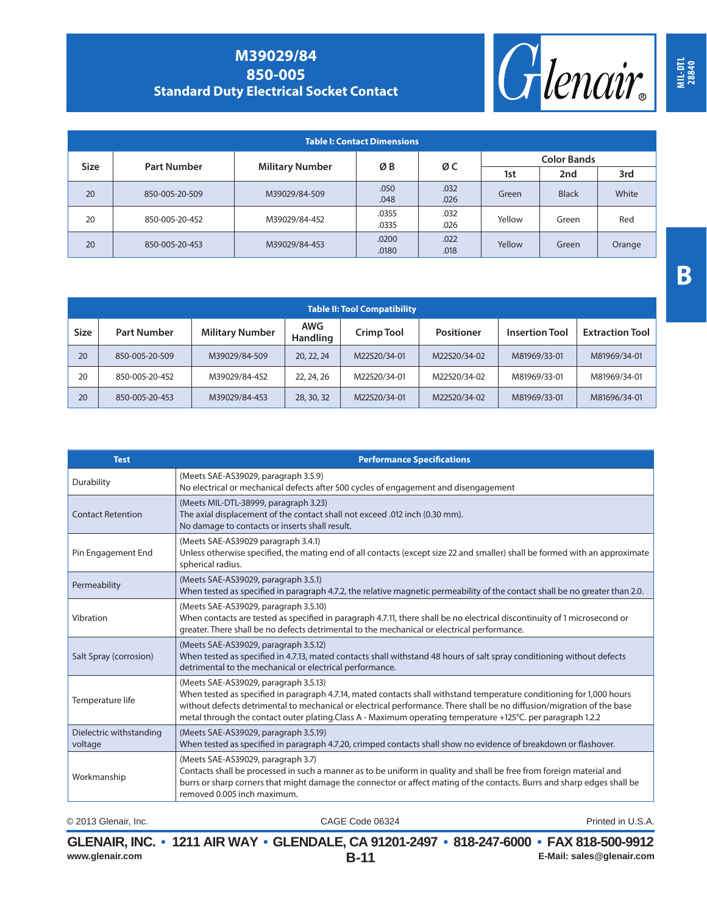# M39029/84
# 850-005
## Standard Duty Electrical Socket Contact

**Table I: Contact Dimensions**

| Size | Part Number | Military Number | Ø B | Ø C | Color Bands | | |
|---|---|---|---|---|---|---|---|
| | | | | | 1st | 2nd | 3rd |
| 20 | 850-005-20-509 | M39029/84-509 | .050<br>.048 | .032<br>.026 | Green | Black | White |
| 20 | 850-005-20-452 | M39029/84-452 | .0355<br>.0335 | .032<br>.026 | Yellow | Green | Red |
| 20 | 850-005-20-453 | M39029/84-453 | .0200<br>.0180 | .022<br>.018 | Yellow | Green | Orange |

**Table II: Tool Compatibility**

| Size | Part Number | Military Number | AWG Handling | Crimp Tool | Positioner | Insertion Tool | Extraction Tool |
|---|---|---|---|---|---|---|---|
| 20 | 850-005-20-509 | M39029/84-509 | 20, 22, 24 | M22520/34-01 | M22520/34-02 | M81969/33-01 | M81969/34-01 |
| 20 | 850-005-20-452 | M39029/84-452 | 22, 24, 26 | M22520/34-01 | M22520/34-02 | M81969/33-01 | M81969/34-01 |
| 20 | 850-005-20-453 | M39029/84-453 | 28, 30, 32 | M22520/34-01 | M22520/34-02 | M81969/33-01 | M81696/34-01 |

| Test | Performance Specifications |
|---|---|
| Durability | (Meets SAE-AS39029, paragraph 3.5.9)<br>No electrical or mechanical defects after 500 cycles of engagement and disengagement |
| Contact Retention | (Meets MIL-DTL-38999, paragraph 3.23)<br>The axial displacement of the contact shall not exceed .012 inch (0.30 mm).<br>No damage to contacts or inserts shall result. |
| Pin Engagement End | (Meets SAE-AS39029 paragraph 3.4.1)<br>Unless otherwise specified, the mating end of all contacts (except size 22 and smaller) shall be formed with an approximate spherical radius. |
| Permeability | (Meets SAE-AS39029, paragraph 3.5.1)<br>When tested as specified in paragraph 4.7.2, the relative magnetic permeability of the contact shall be no greater than 2.0. |
| Vibration | (Meets SAE-AS39029, paragraph 3.5.10)<br>When contacts are tested as specified in paragraph 4.7.11, there shall be no electrical discontinuity of 1 microsecond or greater. There shall be no defects detrimental to the mechanical or electrical performance. |
| Salt Spray (corrosion) | (Meets SAE-AS39029, paragraph 3.5.12)<br>When tested as specified in 4.7.13, mated contacts shall withstand 48 hours of salt spray conditioning without defects detrimental to the mechanical or electrical performance. |
| Temperature life | (Meets SAE-AS39029, paragraph 3.5.13)<br>When tested as specified in paragraph 4.7.14, mated contacts shall withstand temperature conditioning for 1,000 hours without defects detrimental to mechanical or electrical performance. There shall be no diffusion/migration of the base metal through the contact outer plating.Class A - Maximum operating temperature +125°C. per paragraph 1.2.2 |
| Dielectric withstanding voltage | (Meets SAE-AS39029, paragraph 3.5.19)<br>When tested as specified in paragraph 4.7.20, crimped contacts shall show no evidence of breakdown or flashover. |
| Workmanship | (Meets SAE-AS39029, paragraph 3.7)<br>Contacts shall be processed in such a manner as to be uniform in quality and shall be free from foreign material and burrs or sharp corners that might damage the connector or affect mating of the contacts. Burrs and sharp edges shall be removed 0.005 inch maximum. |

© 2013 Glenair, Inc. CAGE Code 06324 Printed in U.S.A.

**GLENAIR, INC. • 1211 AIR WAY • GLENDALE, CA 91201-2497 • 818-247-6000 • FAX 818-500-9912**
www.glenair.com E-Mail: sales@glenair.com